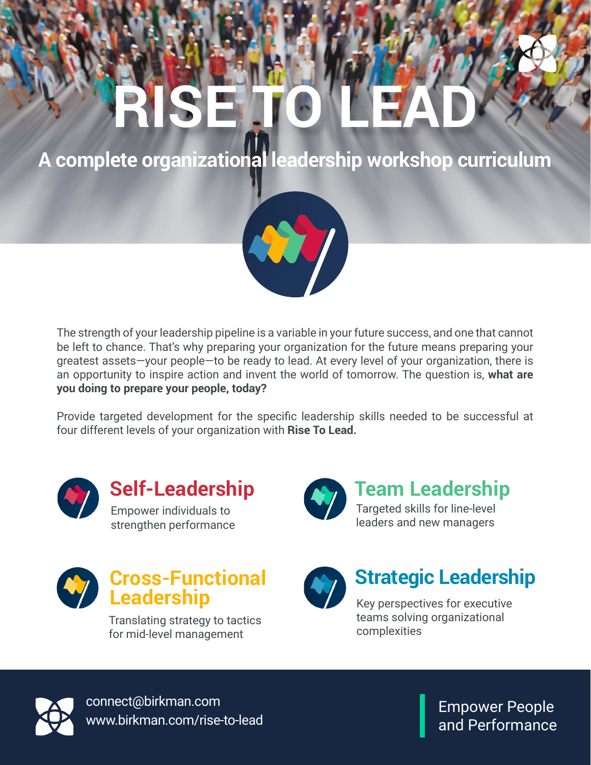# RISE TO LEAD

## A complete organizational leadership workshop curriculum

The strength of your leadership pipeline is a variable in your future success, and one that cannot be left to chance. That's why preparing your organization for the future means preparing your greatest assets—your people—to be ready to lead. At every level of your organization, there is an opportunity to inspire action and invent the world of tomorrow. The question is, **what are you doing to prepare your people, today?**

Provide targeted development for the specific leadership skills needed to be successful at four different levels of your organization with **Rise To Lead.**

### Self-Leadership

Empower individuals to strengthen performance

### Team Leadership

Targeted skills for line-level leaders and new managers

### Cross-Functional Leadership

Translating strategy to tactics for mid-level management

### Strategic Leadership

Key perspectives for executive teams solving organizational complexities

connect@birkman.com
www.birkman.com/rise-to-lead

Empower People and Performance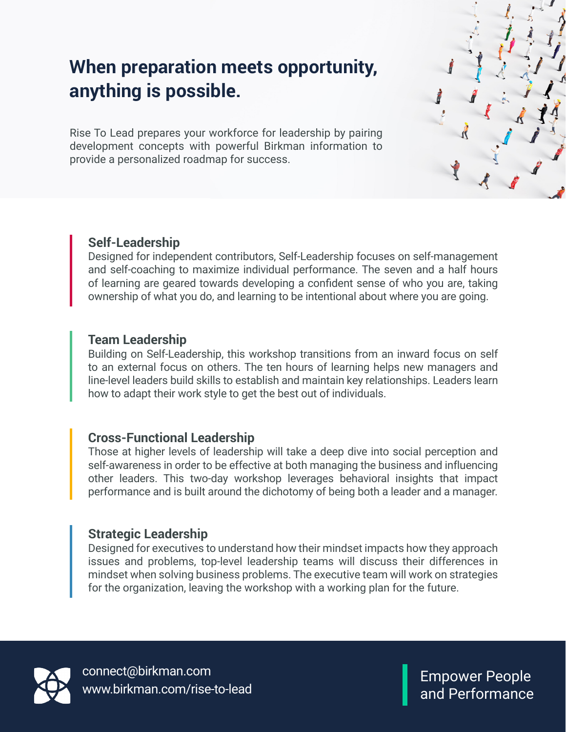# When preparation meets opportunity, anything is possible.

Rise To Lead prepares your workforce for leadership by pairing development concepts with powerful Birkman information to provide a personalized roadmap for success.

## Self-Leadership

Designed for independent contributors, Self-Leadership focuses on self-management and self-coaching to maximize individual performance. The seven and a half hours of learning are geared towards developing a confident sense of who you are, taking ownership of what you do, and learning to be intentional about where you are going.

## Team Leadership

Building on Self-Leadership, this workshop transitions from an inward focus on self to an external focus on others. The ten hours of learning helps new managers and line-level leaders build skills to establish and maintain key relationships. Leaders learn how to adapt their work style to get the best out of individuals.

## Cross-Functional Leadership

Those at higher levels of leadership will take a deep dive into social perception and self-awareness in order to be effective at both managing the business and influencing other leaders. This two-day workshop leverages behavioral insights that impact performance and is built around the dichotomy of being both a leader and a manager.

## Strategic Leadership

Designed for executives to understand how their mindset impacts how they approach issues and problems, top-level leadership teams will discuss their differences in mindset when solving business problems. The executive team will work on strategies for the organization, leaving the workshop with a working plan for the future.

connect@birkman.com
www.birkman.com/rise-to-lead

Empower People and Performance